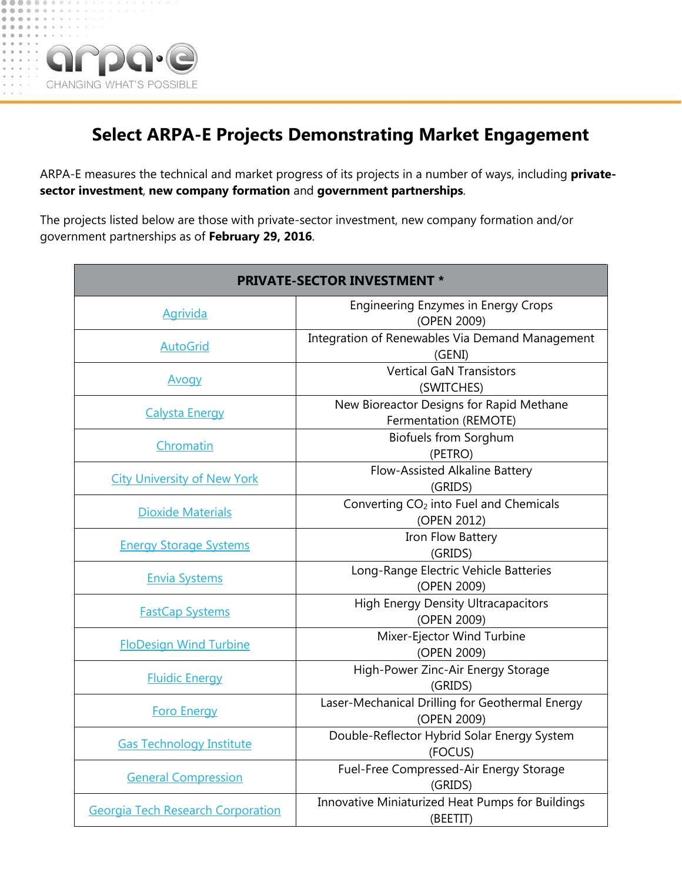# Select ARPA-E Projects Demonstrating Market Engagement

ARPA-E measures the technical and market progress of its projects in a number of ways, including **private-sector investment**, **new company formation** and **government partnerships**.

The projects listed below are those with private-sector investment, new company formation and/or government partnerships as of **February 29, 2016**.

| PRIVATE-SECTOR INVESTMENT * | |
|---|---|
| Agrivida | Engineering Enzymes in Energy Crops (OPEN 2009) |
| AutoGrid | Integration of Renewables Via Demand Management (GENI) |
| Avogy | Vertical GaN Transistors (SWITCHES) |
| Calysta Energy | New Bioreactor Designs for Rapid Methane Fermentation (REMOTE) |
| Chromatin | Biofuels from Sorghum (PETRO) |
| City University of New York | Flow-Assisted Alkaline Battery (GRIDS) |
| Dioxide Materials | Converting $CO_2$ into Fuel and Chemicals (OPEN 2012) |
| Energy Storage Systems | Iron Flow Battery (GRIDS) |
| Envia Systems | Long-Range Electric Vehicle Batteries (OPEN 2009) |
| FastCap Systems | High Energy Density Ultracapacitors (OPEN 2009) |
| FloDesign Wind Turbine | Mixer-Ejector Wind Turbine (OPEN 2009) |
| Fluidic Energy | High-Power Zinc-Air Energy Storage (GRIDS) |
| Foro Energy | Laser-Mechanical Drilling for Geothermal Energy (OPEN 2009) |
| Gas Technology Institute | Double-Reflector Hybrid Solar Energy System (FOCUS) |
| General Compression | Fuel-Free Compressed-Air Energy Storage (GRIDS) |
| Georgia Tech Research Corporation | Innovative Miniaturized Heat Pumps for Buildings (BEETIT) |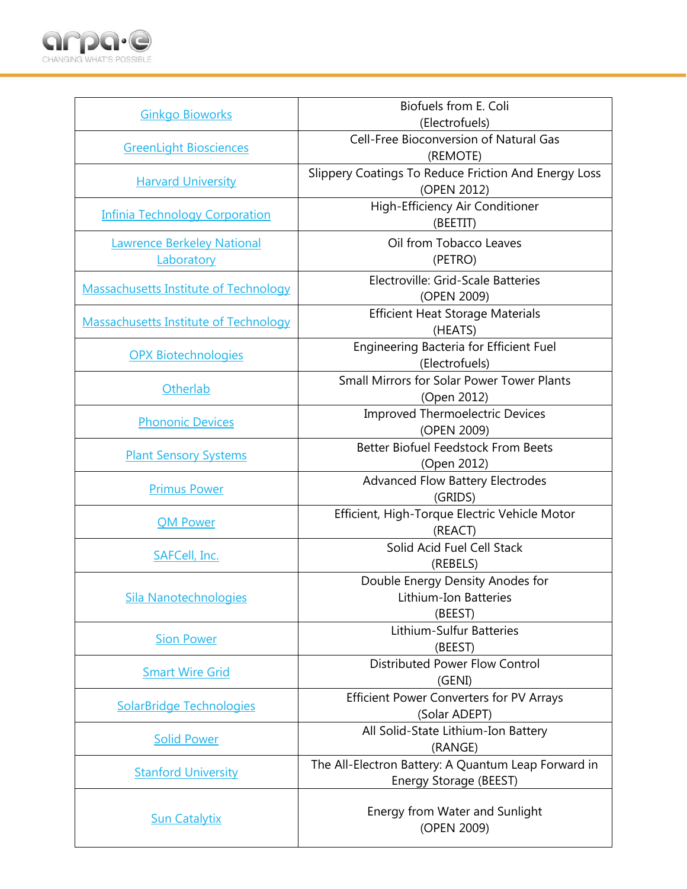| | |
|---|---|
| Ginkgo Bioworks | Biofuels from E. Coli (Electrofuels) |
| GreenLight Biosciences | Cell-Free Bioconversion of Natural Gas (REMOTE) |
| Harvard University | Slippery Coatings To Reduce Friction And Energy Loss (OPEN 2012) |
| Infinia Technology Corporation | High-Efficiency Air Conditioner (BEETIT) |
| Lawrence Berkeley National Laboratory | Oil from Tobacco Leaves (PETRO) |
| Massachusetts Institute of Technology | Electroville: Grid-Scale Batteries (OPEN 2009) |
| Massachusetts Institute of Technology | Efficient Heat Storage Materials (HEATS) |
| OPX Biotechnologies | Engineering Bacteria for Efficient Fuel (Electrofuels) |
| Otherlab | Small Mirrors for Solar Power Tower Plants (Open 2012) |
| Phononic Devices | Improved Thermoelectric Devices (OPEN 2009) |
| Plant Sensory Systems | Better Biofuel Feedstock From Beets (Open 2012) |
| Primus Power | Advanced Flow Battery Electrodes (GRIDS) |
| QM Power | Efficient, High-Torque Electric Vehicle Motor (REACT) |
| SAFCell, Inc. | Solid Acid Fuel Cell Stack (REBELS) |
| Sila Nanotechnologies | Double Energy Density Anodes for Lithium-Ion Batteries (BEEST) |
| Sion Power | Lithium-Sulfur Batteries (BEEST) |
| Smart Wire Grid | Distributed Power Flow Control (GENI) |
| SolarBridge Technologies | Efficient Power Converters for PV Arrays (Solar ADEPT) |
| Solid Power | All Solid-State Lithium-Ion Battery (RANGE) |
| Stanford University | The All-Electron Battery: A Quantum Leap Forward in Energy Storage (BEEST) |
| Sun Catalytix | Energy from Water and Sunlight (OPEN 2009) |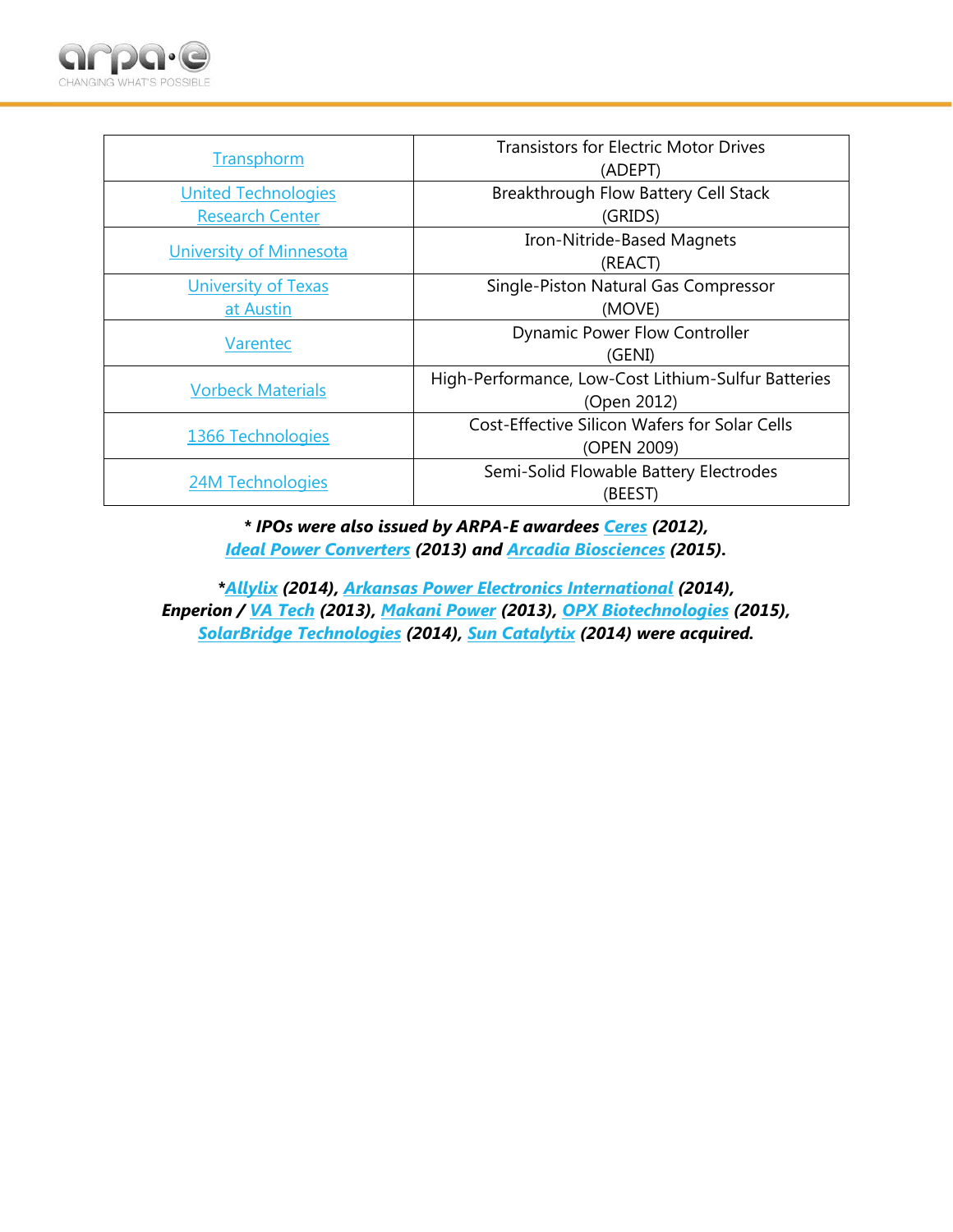| | |
|---|---|
| Transphorm | Transistors for Electric Motor Drives (ADEPT) |
| United Technologies Research Center | Breakthrough Flow Battery Cell Stack (GRIDS) |
| University of Minnesota | Iron-Nitride-Based Magnets (REACT) |
| University of Texas at Austin | Single-Piston Natural Gas Compressor (MOVE) |
| Varentec | Dynamic Power Flow Controller (GENI) |
| Vorbeck Materials | High-Performance, Low-Cost Lithium-Sulfur Batteries (Open 2012) |
| 1366 Technologies | Cost-Effective Silicon Wafers for Solar Cells (OPEN 2009) |
| 24M Technologies | Semi-Solid Flowable Battery Electrodes (BEEST) |

***** ***IPOs were also issued by ARPA-E awardees Ceres (2012), Ideal Power Converters (2013) and Arcadia Biosciences (2015).***

*****Allylix (2014), Arkansas Power Electronics International (2014), Enperion / VA Tech (2013), Makani Power (2013), OPX Biotechnologies (2015), SolarBridge Technologies (2014), Sun Catalytix (2014) were acquired.***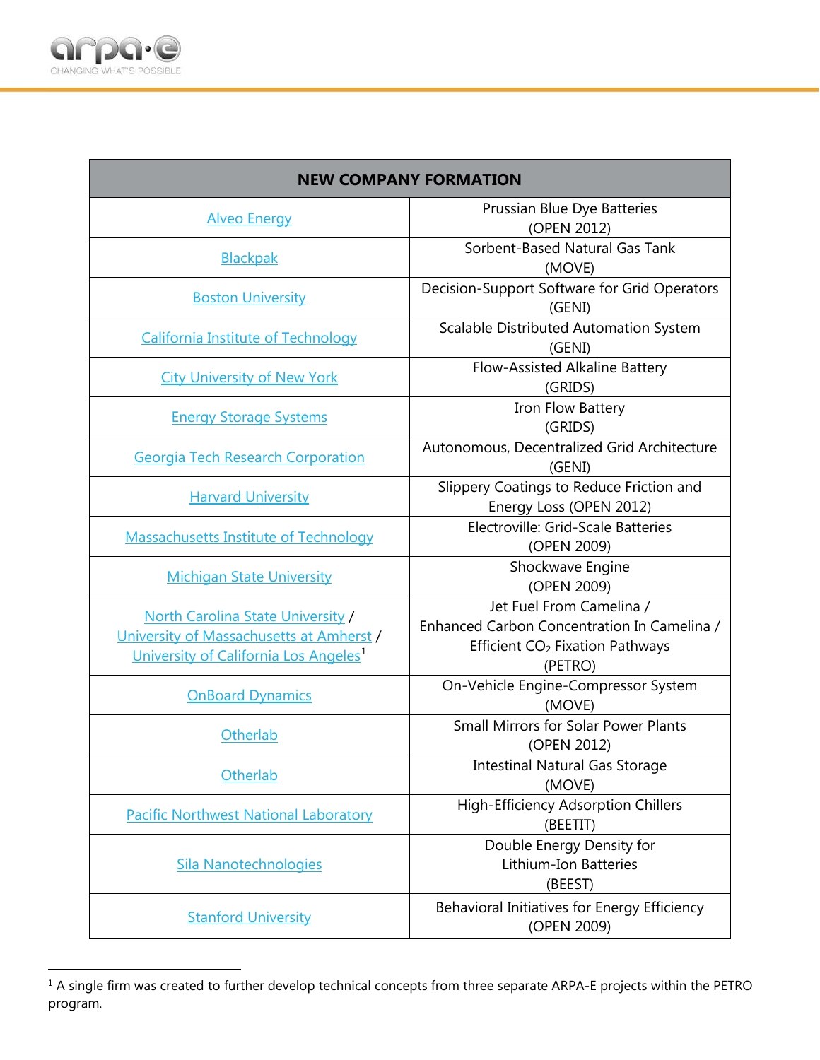| NEW COMPANY FORMATION | |
|---|---|
| Alveo Energy | Prussian Blue Dye Batteries (OPEN 2012) |
| Blackpak | Sorbent-Based Natural Gas Tank (MOVE) |
| Boston University | Decision-Support Software for Grid Operators (GENI) |
| California Institute of Technology | Scalable Distributed Automation System (GENI) |
| City University of New York | Flow-Assisted Alkaline Battery (GRIDS) |
| Energy Storage Systems | Iron Flow Battery (GRIDS) |
| Georgia Tech Research Corporation | Autonomous, Decentralized Grid Architecture (GENI) |
| Harvard University | Slippery Coatings to Reduce Friction and Energy Loss (OPEN 2012) |
| Massachusetts Institute of Technology | Electroville: Grid-Scale Batteries (OPEN 2009) |
| Michigan State University | Shockwave Engine (OPEN 2009) |
| North Carolina State University / University of Massachusetts at Amherst / University of California Los Angeles[1] | Jet Fuel From Camelina / Enhanced Carbon Concentration In Camelina / Efficient $CO_2$ Fixation Pathways (PETRO) |
| OnBoard Dynamics | On-Vehicle Engine-Compressor System (MOVE) |
| Otherlab | Small Mirrors for Solar Power Plants (OPEN 2012) |
| Otherlab | Intestinal Natural Gas Storage (MOVE) |
| Pacific Northwest National Laboratory | High-Efficiency Adsorption Chillers (BEETIT) |
| Sila Nanotechnologies | Double Energy Density for Lithium-Ion Batteries (BEEST) |
| Stanford University | Behavioral Initiatives for Energy Efficiency (OPEN 2009) |

[1] A single firm was created to further develop technical concepts from three separate ARPA-E projects within the PETRO program.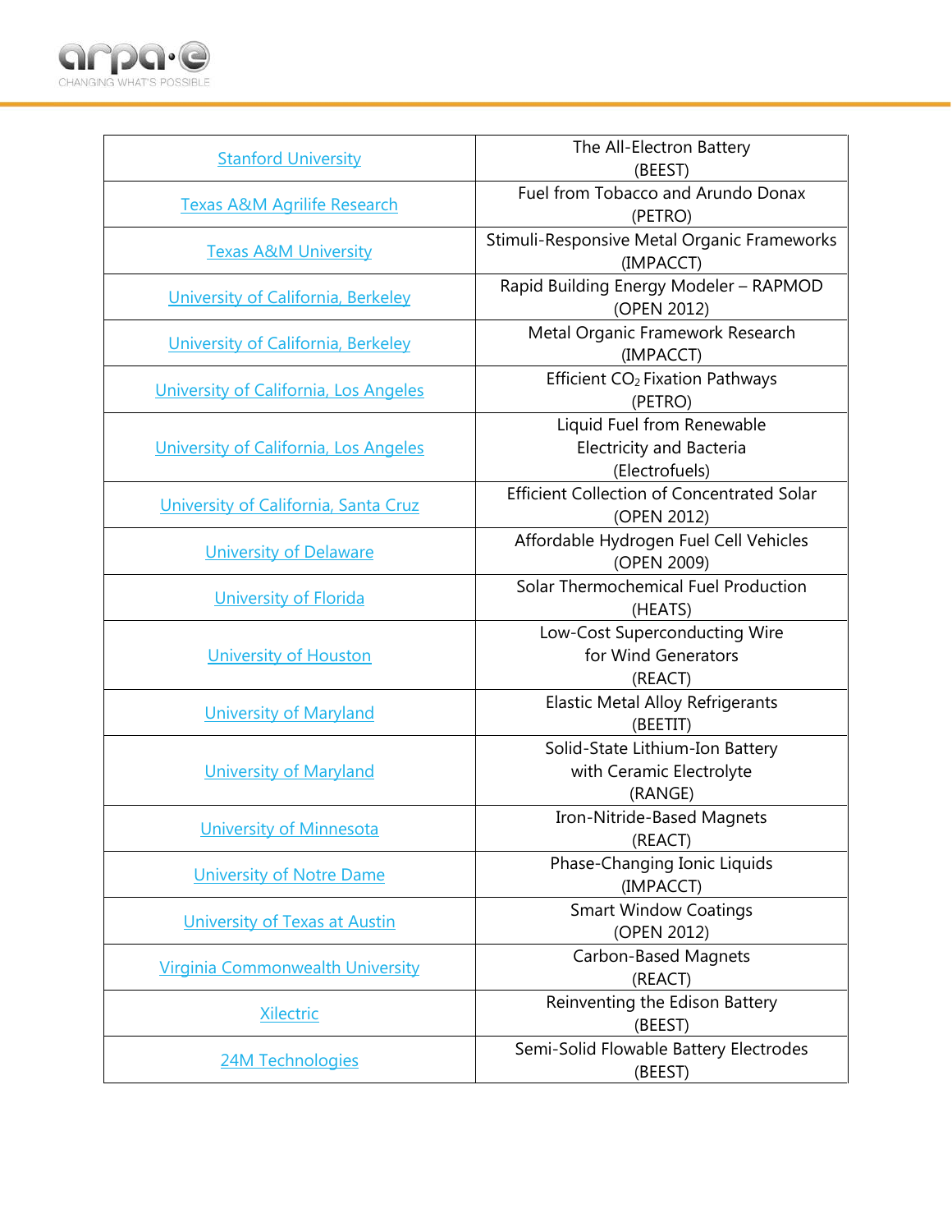| | |
|---|---|
| Stanford University | The All-Electron Battery (BEEST) |
| Texas A&M Agrilife Research | Fuel from Tobacco and Arundo Donax (PETRO) |
| Texas A&M University | Stimuli-Responsive Metal Organic Frameworks (IMPACCT) |
| University of California, Berkeley | Rapid Building Energy Modeler – RAPMOD (OPEN 2012) |
| University of California, Berkeley | Metal Organic Framework Research (IMPACCT) |
| University of California, Los Angeles | Efficient $CO_2$ Fixation Pathways (PETRO) |
| University of California, Los Angeles | Liquid Fuel from Renewable Electricity and Bacteria (Electrofuels) |
| University of California, Santa Cruz | Efficient Collection of Concentrated Solar (OPEN 2012) |
| University of Delaware | Affordable Hydrogen Fuel Cell Vehicles (OPEN 2009) |
| University of Florida | Solar Thermochemical Fuel Production (HEATS) |
| University of Houston | Low-Cost Superconducting Wire for Wind Generators (REACT) |
| University of Maryland | Elastic Metal Alloy Refrigerants (BEETIT) |
| University of Maryland | Solid-State Lithium-Ion Battery with Ceramic Electrolyte (RANGE) |
| University of Minnesota | Iron-Nitride-Based Magnets (REACT) |
| University of Notre Dame | Phase-Changing Ionic Liquids (IMPACCT) |
| University of Texas at Austin | Smart Window Coatings (OPEN 2012) |
| Virginia Commonwealth University | Carbon-Based Magnets (REACT) |
| Xilectric | Reinventing the Edison Battery (BEEST) |
| 24M Technologies | Semi-Solid Flowable Battery Electrodes (BEEST) |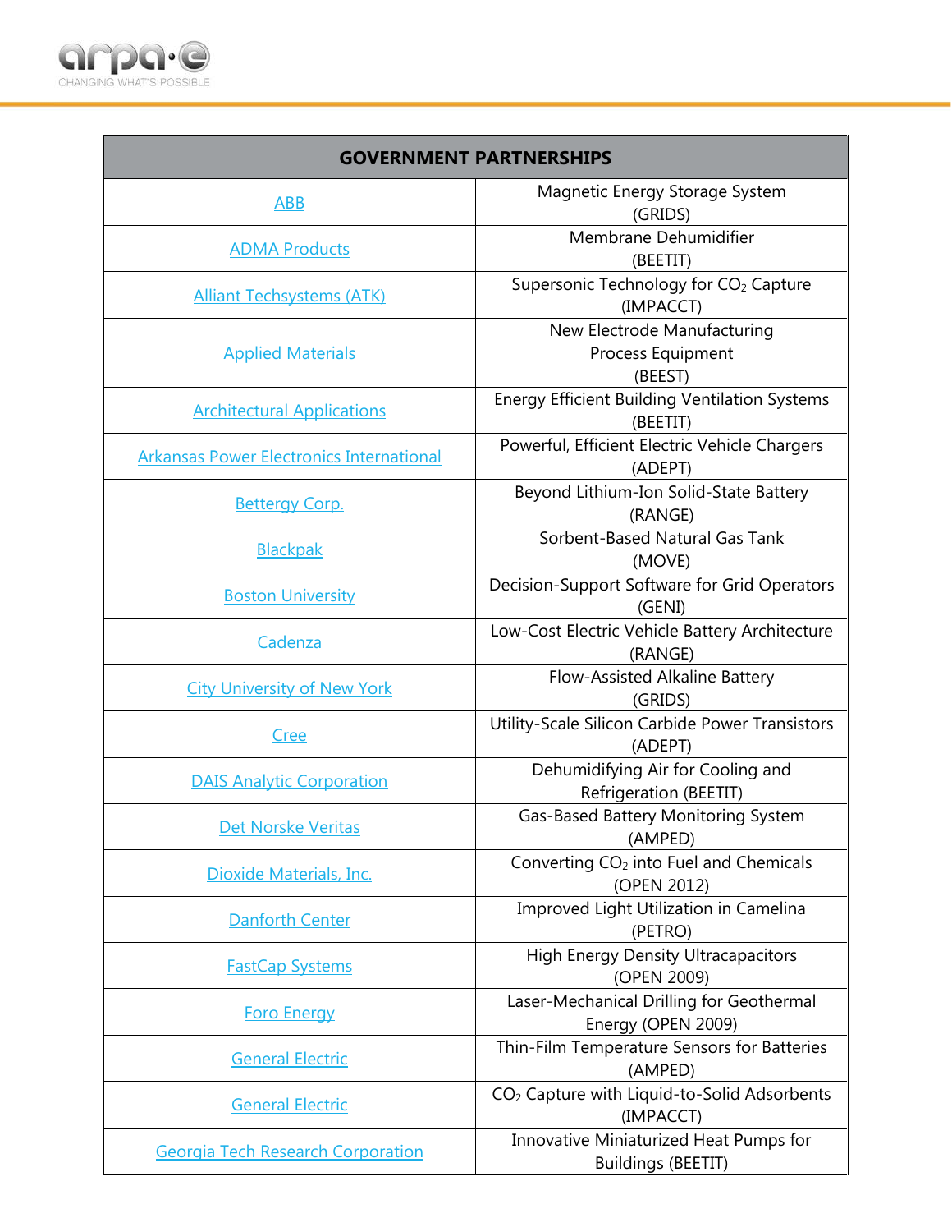| GOVERNMENT PARTNERSHIPS | |
|---|---|
| ABB | Magnetic Energy Storage System (GRIDS) |
| ADMA Products | Membrane Dehumidifier (BEETIT) |
| Alliant Techsystems (ATK) | Supersonic Technology for $CO_2$ Capture (IMPACCT) |
| Applied Materials | New Electrode Manufacturing Process Equipment (BEEST) |
| Architectural Applications | Energy Efficient Building Ventilation Systems (BEETIT) |
| Arkansas Power Electronics International | Powerful, Efficient Electric Vehicle Chargers (ADEPT) |
| Bettergy Corp. | Beyond Lithium-Ion Solid-State Battery (RANGE) |
| Blackpak | Sorbent-Based Natural Gas Tank (MOVE) |
| Boston University | Decision-Support Software for Grid Operators (GENI) |
| Cadenza | Low-Cost Electric Vehicle Battery Architecture (RANGE) |
| City University of New York | Flow-Assisted Alkaline Battery (GRIDS) |
| Cree | Utility-Scale Silicon Carbide Power Transistors (ADEPT) |
| DAIS Analytic Corporation | Dehumidifying Air for Cooling and Refrigeration (BEETIT) |
| Det Norske Veritas | Gas-Based Battery Monitoring System (AMPED) |
| Dioxide Materials, Inc. | Converting $CO_2$ into Fuel and Chemicals (OPEN 2012) |
| Danforth Center | Improved Light Utilization in Camelina (PETRO) |
| FastCap Systems | High Energy Density Ultracapacitors (OPEN 2009) |
| Foro Energy | Laser-Mechanical Drilling for Geothermal Energy (OPEN 2009) |
| General Electric | Thin-Film Temperature Sensors for Batteries (AMPED) |
| General Electric | $CO_2$ Capture with Liquid-to-Solid Adsorbents (IMPACCT) |
| Georgia Tech Research Corporation | Innovative Miniaturized Heat Pumps for Buildings (BEETIT) |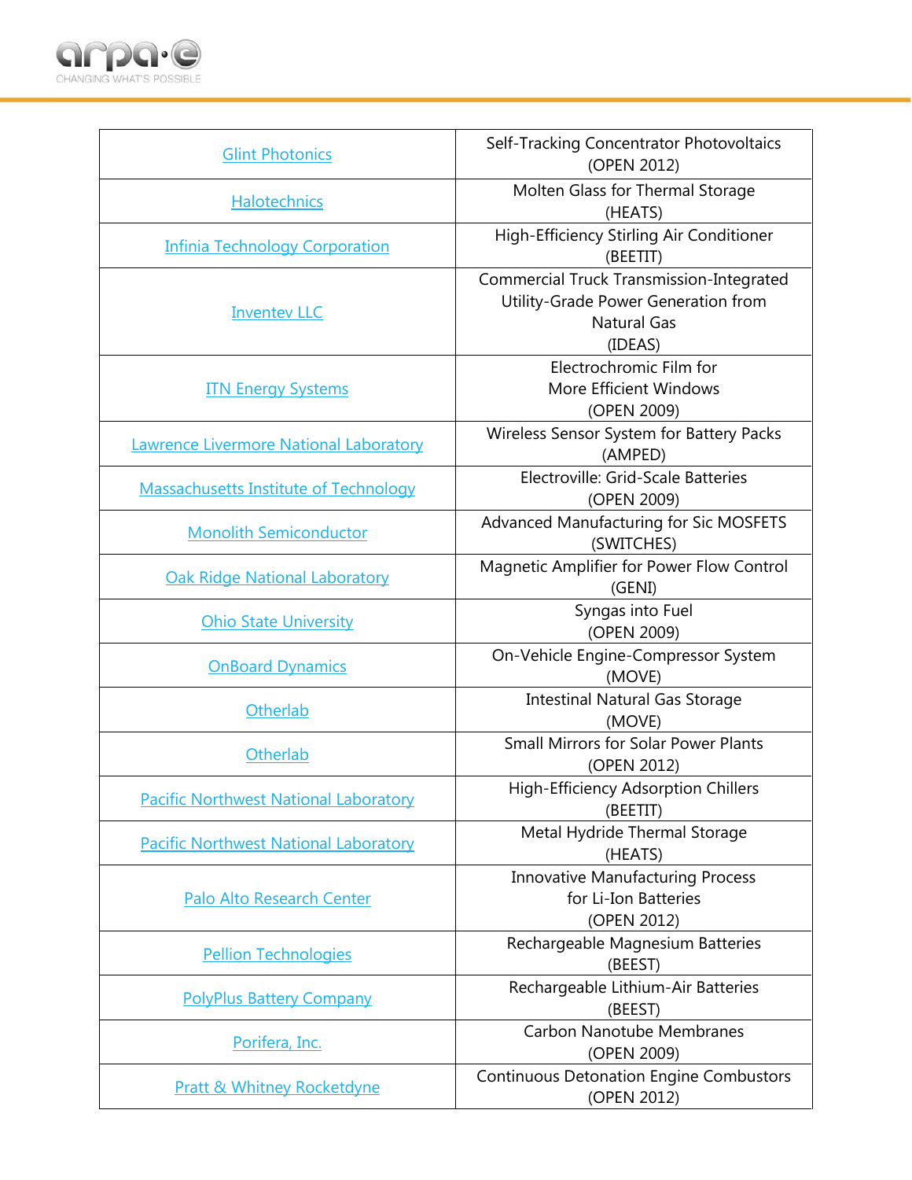| Glint Photonics | Self-Tracking Concentrator Photovoltaics (OPEN 2012) |
|---|---|
| Halotechnics | Molten Glass for Thermal Storage (HEATS) |
| Infinia Technology Corporation | High-Efficiency Stirling Air Conditioner (BEETIT) |
| Inventev LLC | Commercial Truck Transmission-Integrated Utility-Grade Power Generation from Natural Gas (IDEAS) |
| ITN Energy Systems | Electrochromic Film for More Efficient Windows (OPEN 2009) |
| Lawrence Livermore National Laboratory | Wireless Sensor System for Battery Packs (AMPED) |
| Massachusetts Institute of Technology | Electroville: Grid-Scale Batteries (OPEN 2009) |
| Monolith Semiconductor | Advanced Manufacturing for Sic MOSFETS (SWITCHES) |
| Oak Ridge National Laboratory | Magnetic Amplifier for Power Flow Control (GENI) |
| Ohio State University | Syngas into Fuel (OPEN 2009) |
| OnBoard Dynamics | On-Vehicle Engine-Compressor System (MOVE) |
| Otherlab | Intestinal Natural Gas Storage (MOVE) |
| Otherlab | Small Mirrors for Solar Power Plants (OPEN 2012) |
| Pacific Northwest National Laboratory | High-Efficiency Adsorption Chillers (BEETIT) |
| Pacific Northwest National Laboratory | Metal Hydride Thermal Storage (HEATS) |
| Palo Alto Research Center | Innovative Manufacturing Process for Li-Ion Batteries (OPEN 2012) |
| Pellion Technologies | Rechargeable Magnesium Batteries (BEEST) |
| PolyPlus Battery Company | Rechargeable Lithium-Air Batteries (BEEST) |
| Porifera, Inc. | Carbon Nanotube Membranes (OPEN 2009) |
| Pratt & Whitney Rocketdyne | Continuous Detonation Engine Combustors (OPEN 2012) |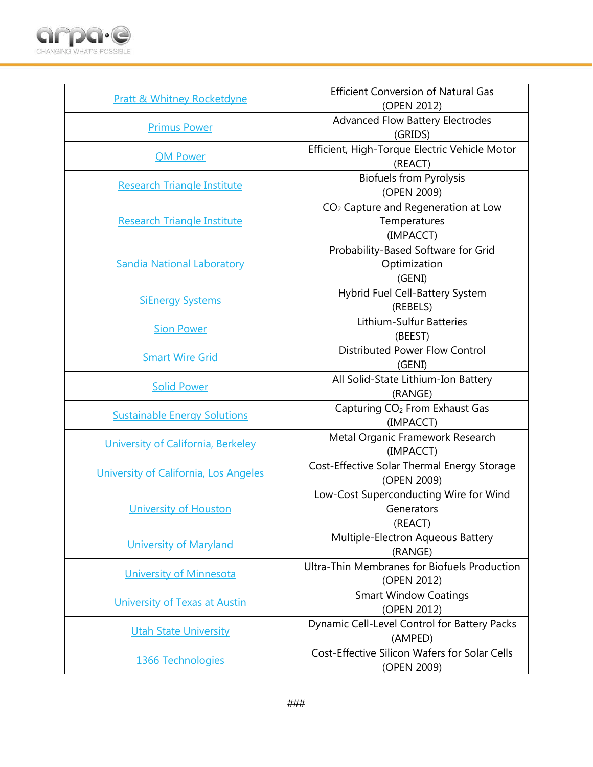| | |
|---|---|
| Pratt & Whitney Rocketdyne | Efficient Conversion of Natural Gas (OPEN 2012) |
| Primus Power | Advanced Flow Battery Electrodes (GRIDS) |
| QM Power | Efficient, High-Torque Electric Vehicle Motor (REACT) |
| Research Triangle Institute | Biofuels from Pyrolysis (OPEN 2009) |
| Research Triangle Institute | $CO_2$ Capture and Regeneration at Low Temperatures (IMPACCT) |
| Sandia National Laboratory | Probability-Based Software for Grid Optimization (GENI) |
| SiEnergy Systems | Hybrid Fuel Cell-Battery System (REBELS) |
| Sion Power | Lithium-Sulfur Batteries (BEEST) |
| Smart Wire Grid | Distributed Power Flow Control (GENI) |
| Solid Power | All Solid-State Lithium-Ion Battery (RANGE) |
| Sustainable Energy Solutions | Capturing $CO_2$ From Exhaust Gas (IMPACCT) |
| University of California, Berkeley | Metal Organic Framework Research (IMPACCT) |
| University of California, Los Angeles | Cost-Effective Solar Thermal Energy Storage (OPEN 2009) |
| University of Houston | Low-Cost Superconducting Wire for Wind Generators (REACT) |
| University of Maryland | Multiple-Electron Aqueous Battery (RANGE) |
| University of Minnesota | Ultra-Thin Membranes for Biofuels Production (OPEN 2012) |
| University of Texas at Austin | Smart Window Coatings (OPEN 2012) |
| Utah State University | Dynamic Cell-Level Control for Battery Packs (AMPED) |
| 1366 Technologies | Cost-Effective Silicon Wafers for Solar Cells (OPEN 2009) |

###